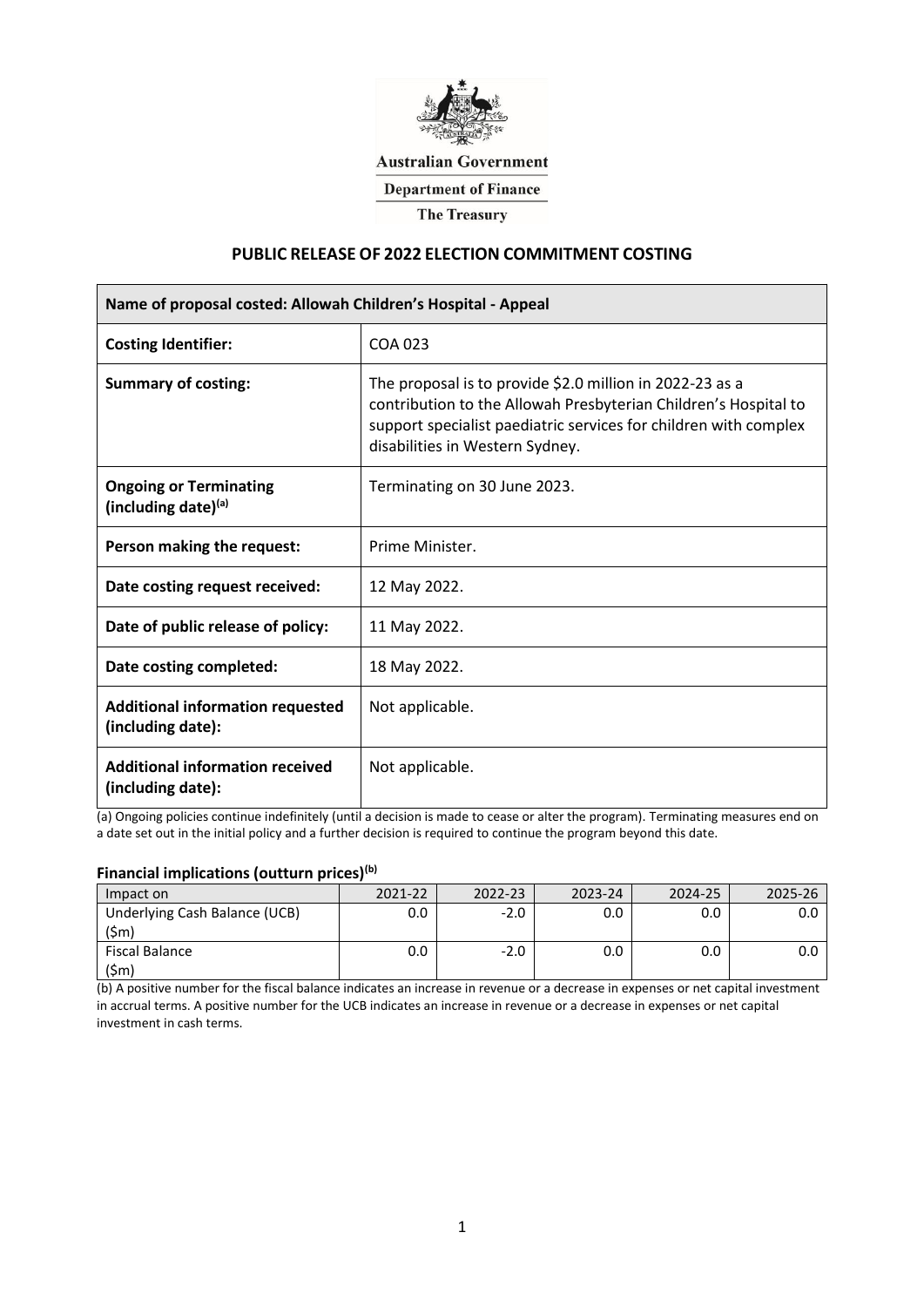Australian Government

Department of Finance

The Treasury

## PUBLIC RELEASE OF 2022 ELECTION COMMITMENT COSTING

| Name of proposal costed: Allowah Children's Hospital - Appeal | |
|---|---|
| **Costing Identifier:** | COA 023 |
| **Summary of costing:** | The proposal is to provide \$2.0 million in 2022-23 as a contribution to the Allowah Presbyterian Children's Hospital to support specialist paediatric services for children with complex disabilities in Western Sydney. |
| **Ongoing or Terminating (including date)[(a)]** | Terminating on 30 June 2023. |
| **Person making the request:** | Prime Minister. |
| **Date costing request received:** | 12 May 2022. |
| **Date of public release of policy:** | 11 May 2022. |
| **Date costing completed:** | 18 May 2022. |
| **Additional information requested (including date):** | Not applicable. |
| **Additional information received (including date):** | Not applicable. |

(a) Ongoing policies continue indefinitely (until a decision is made to cease or alter the program). Terminating measures end on a date set out in the initial policy and a further decision is required to continue the program beyond this date.

### Financial implications (outturn prices)[(b)]

| Impact on | 2021-22 | 2022-23 | 2023-24 | 2024-25 | 2025-26 |
|---|---|---|---|---|---|
| Underlying Cash Balance (UCB) (\$m) | 0.0 | -2.0 | 0.0 | 0.0 | 0.0 |
| Fiscal Balance (\$m) | 0.0 | -2.0 | 0.0 | 0.0 | 0.0 |

(b) A positive number for the fiscal balance indicates an increase in revenue or a decrease in expenses or net capital investment in accrual terms. A positive number for the UCB indicates an increase in revenue or a decrease in expenses or net capital investment in cash terms.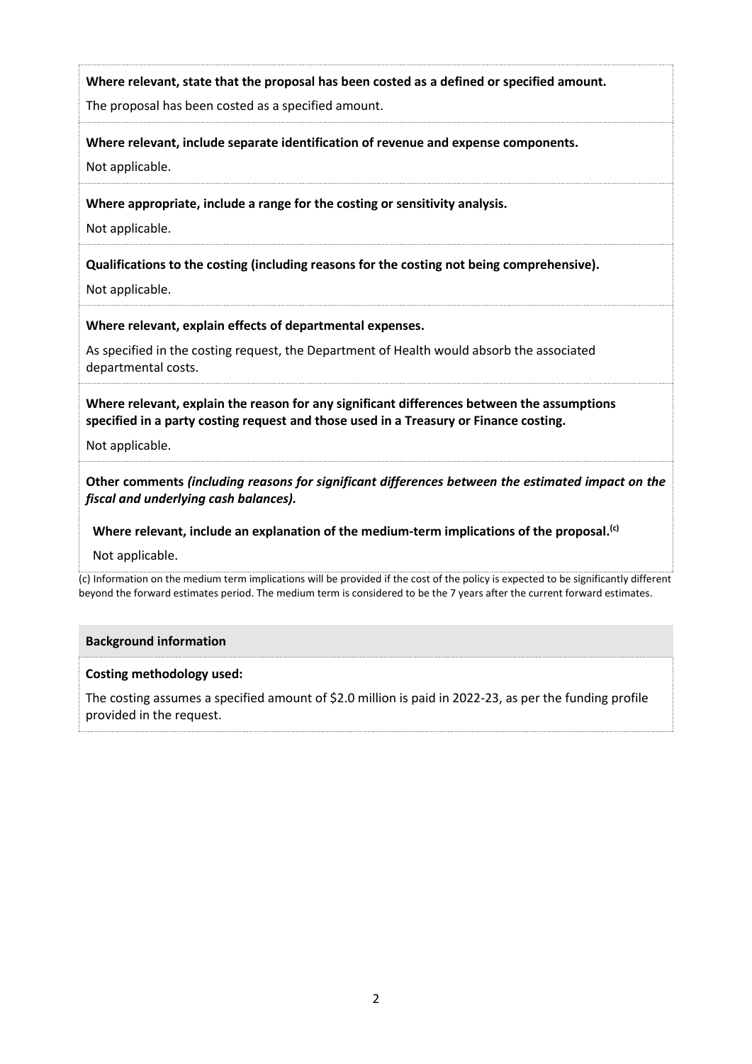**Where relevant, state that the proposal has been costed as a defined or specified amount.**

The proposal has been costed as a specified amount.

**Where relevant, include separate identification of revenue and expense components.**

Not applicable.

**Where appropriate, include a range for the costing or sensitivity analysis.**

Not applicable.

**Qualifications to the costing (including reasons for the costing not being comprehensive).**

Not applicable.

**Where relevant, explain effects of departmental expenses.**

As specified in the costing request, the Department of Health would absorb the associated departmental costs.

**Where relevant, explain the reason for any significant differences between the assumptions specified in a party costing request and those used in a Treasury or Finance costing.**

Not applicable.

**Other comments** ***(including reasons for significant differences between the estimated impact on the fiscal and underlying cash balances).***

**Where relevant, include an explanation of the medium-term implications of the proposal.[c]**

Not applicable.

(c) Information on the medium term implications will be provided if the cost of the policy is expected to be significantly different beyond the forward estimates period. The medium term is considered to be the 7 years after the current forward estimates.

**Background information**

**Costing methodology used:**

The costing assumes a specified amount of $2.0 million is paid in 2022-23, as per the funding profile provided in the request.